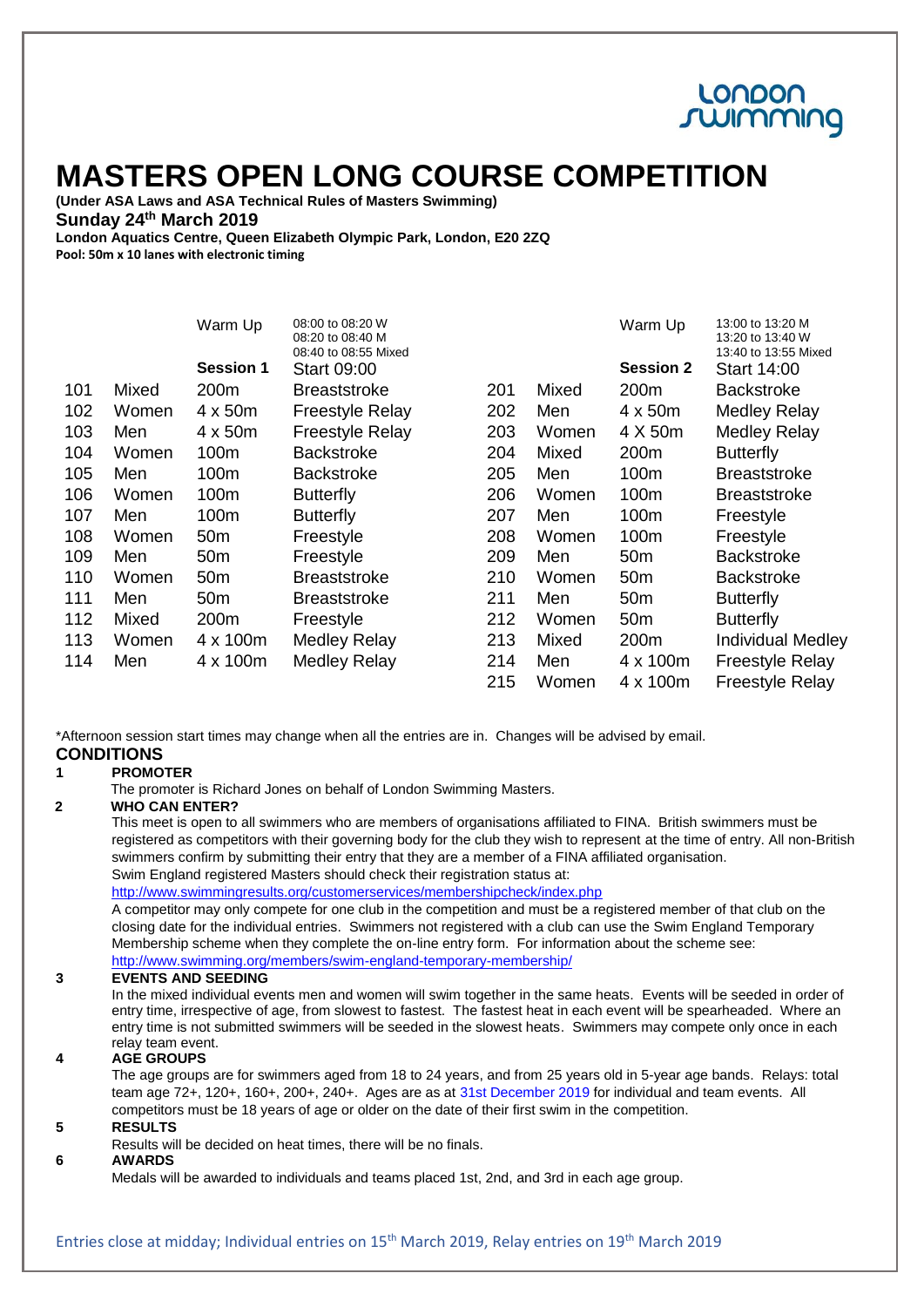London Swimming

# MASTERS OPEN LONG COURSE COMPETITION

**(Under ASA Laws and ASA Technical Rules of Masters Swimming)**

**Sunday 24th March 2019**

**London Aquatics Centre, Queen Elizabeth Olympic Park, London, E20 2ZQ**

**Pool: 50m x 10 lanes with electronic timing**

| | | Warm Up | 08:00 to 08:20 W<br>08:20 to 08:40 M<br>08:40 to 08:55 Mixed | | | Warm Up | 13:00 to 13:20 M<br>13:20 to 13:40 W<br>13:40 to 13:55 Mixed |
|---|---|---|---|---|---|---|---|
| | | **Session 1** | Start 09:00 | | | **Session 2** | Start 14:00 |
| 101 | Mixed | 200m | Breaststroke | 201 | Mixed | 200m | Backstroke |
| 102 | Women | 4 x 50m | Freestyle Relay | 202 | Men | 4 x 50m | Medley Relay |
| 103 | Men | 4 x 50m | Freestyle Relay | 203 | Women | 4 X 50m | Medley Relay |
| 104 | Women | 100m | Backstroke | 204 | Mixed | 200m | Butterfly |
| 105 | Men | 100m | Backstroke | 205 | Men | 100m | Breaststroke |
| 106 | Women | 100m | Butterfly | 206 | Women | 100m | Breaststroke |
| 107 | Men | 100m | Butterfly | 207 | Men | 100m | Freestyle |
| 108 | Women | 50m | Freestyle | 208 | Women | 100m | Freestyle |
| 109 | Men | 50m | Freestyle | 209 | Men | 50m | Backstroke |
| 110 | Women | 50m | Breaststroke | 210 | Women | 50m | Backstroke |
| 111 | Men | 50m | Breaststroke | 211 | Men | 50m | Butterfly |
| 112 | Mixed | 200m | Freestyle | 212 | Women | 50m | Butterfly |
| 113 | Women | 4 x 100m | Medley Relay | 213 | Mixed | 200m | Individual Medley |
| 114 | Men | 4 x 100m | Medley Relay | 214 | Men | 4 x 100m | Freestyle Relay |
| | | | | 215 | Women | 4 x 100m | Freestyle Relay |

*Afternoon session start times may change when all the entries are in. Changes will be advised by email.

## CONDITIONS

**1 PROMOTER**

The promoter is Richard Jones on behalf of London Swimming Masters.

**2 WHO CAN ENTER?**

This meet is open to all swimmers who are members of organisations affiliated to FINA. British swimmers must be registered as competitors with their governing body for the club they wish to represent at the time of entry. All non-British swimmers confirm by submitting their entry that they are a member of a FINA affiliated organisation.
Swim England registered Masters should check their registration status at:
http://www.swimmingresults.org/customerservices/membershipcheck/index.php
A competitor may only compete for one club in the competition and must be a registered member of that club on the closing date for the individual entries. Swimmers not registered with a club can use the Swim England Temporary Membership scheme when they complete the on-line entry form. For information about the scheme see:
http://www.swimming.org/members/swim-england-temporary-membership/

**3 EVENTS AND SEEDING**

In the mixed individual events men and women will swim together in the same heats. Events will be seeded in order of entry time, irrespective of age, from slowest to fastest. The fastest heat in each event will be spearheaded. Where an entry time is not submitted swimmers will be seeded in the slowest heats. Swimmers may compete only once in each relay team event.

**4 AGE GROUPS**

The age groups are for swimmers aged from 18 to 24 years, and from 25 years old in 5-year age bands. Relays: total team age 72+, 120+, 160+, 200+, 240+. Ages are as at 31st December 2019 for individual and team events. All competitors must be 18 years of age or older on the date of their first swim in the competition.

**5 RESULTS**

Results will be decided on heat times, there will be no finals.

**6 AWARDS**

Medals will be awarded to individuals and teams placed 1st, 2nd, and 3rd in each age group.

Entries close at midday; Individual entries on 15th March 2019, Relay entries on 19th March 2019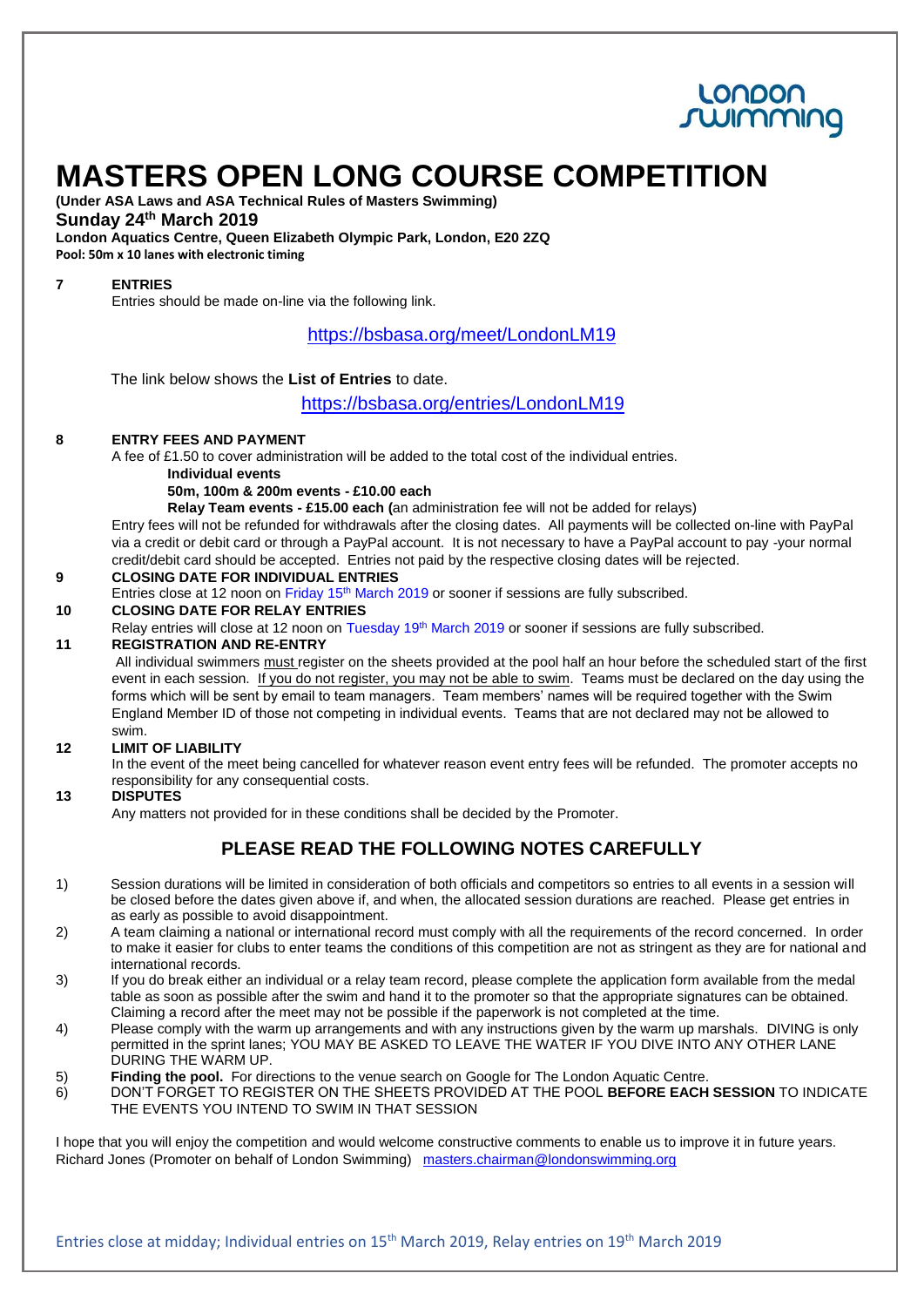London Swimming

# MASTERS OPEN LONG COURSE COMPETITION

**(Under ASA Laws and ASA Technical Rules of Masters Swimming)**

**Sunday 24th March 2019**

**London Aquatics Centre, Queen Elizabeth Olympic Park, London, E20 2ZQ**

**Pool: 50m x 10 lanes with electronic timing**

**7 ENTRIES**

Entries should be made on-line via the following link.

https://bsbasa.org/meet/LondonLM19

The link below shows the **List of Entries** to date.

https://bsbasa.org/entries/LondonLM19

**8 ENTRY FEES AND PAYMENT**

A fee of £1.50 to cover administration will be added to the total cost of the individual entries.

**Individual events**

**50m, 100m & 200m events - £10.00 each**

**Relay Team events - £15.00 each (**an administration fee will not be added for relays)

Entry fees will not be refunded for withdrawals after the closing dates. All payments will be collected on-line with PayPal via a credit or debit card or through a PayPal account. It is not necessary to have a PayPal account to pay -your normal credit/debit card should be accepted. Entries not paid by the respective closing dates will be rejected.

**9 CLOSING DATE FOR INDIVIDUAL ENTRIES**

Entries close at 12 noon on Friday 15th March 2019 or sooner if sessions are fully subscribed.

**10 CLOSING DATE FOR RELAY ENTRIES**

Relay entries will close at 12 noon on Tuesday 19th March 2019 or sooner if sessions are fully subscribed.

**11 REGISTRATION AND RE-ENTRY**

All individual swimmers must register on the sheets provided at the pool half an hour before the scheduled start of the first event in each session. If you do not register, you may not be able to swim. Teams must be declared on the day using the forms which will be sent by email to team managers. Team members' names will be required together with the Swim England Member ID of those not competing in individual events. Teams that are not declared may not be allowed to swim.

**12 LIMIT OF LIABILITY**

In the event of the meet being cancelled for whatever reason event entry fees will be refunded. The promoter accepts no responsibility for any consequential costs.

**13 DISPUTES**

Any matters not provided for in these conditions shall be decided by the Promoter.

## PLEASE READ THE FOLLOWING NOTES CAREFULLY

1) Session durations will be limited in consideration of both officials and competitors so entries to all events in a session will be closed before the dates given above if, and when, the allocated session durations are reached. Please get entries in as early as possible to avoid disappointment.
2) A team claiming a national or international record must comply with all the requirements of the record concerned. In order to make it easier for clubs to enter teams the conditions of this competition are not as stringent as they are for national and international records.
3) If you do break either an individual or a relay team record, please complete the application form available from the medal table as soon as possible after the swim and hand it to the promoter so that the appropriate signatures can be obtained. Claiming a record after the meet may not be possible if the paperwork is not completed at the time.
4) Please comply with the warm up arrangements and with any instructions given by the warm up marshals. DIVING is only permitted in the sprint lanes; YOU MAY BE ASKED TO LEAVE THE WATER IF YOU DIVE INTO ANY OTHER LANE DURING THE WARM UP.
5) **Finding the pool.** For directions to the venue search on Google for The London Aquatic Centre.
6) DON'T FORGET TO REGISTER ON THE SHEETS PROVIDED AT THE POOL **BEFORE EACH SESSION** TO INDICATE THE EVENTS YOU INTEND TO SWIM IN THAT SESSION

I hope that you will enjoy the competition and would welcome constructive comments to enable us to improve it in future years.
Richard Jones (Promoter on behalf of London Swimming) masters.chairman@londonswimming.org

Entries close at midday; Individual entries on 15th March 2019, Relay entries on 19th March 2019